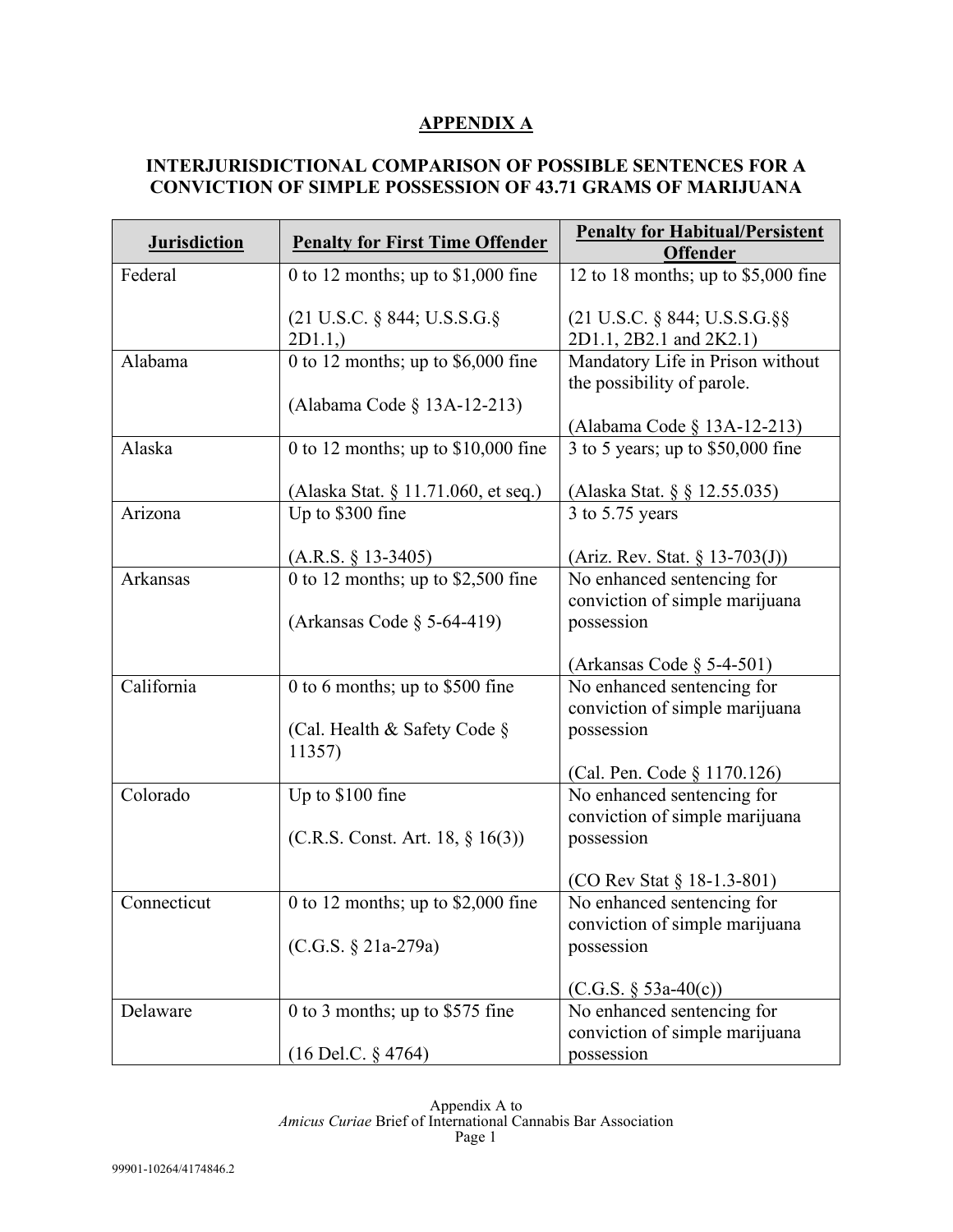**APPENDIX A**

**INTERJURISDICTIONAL COMPARISON OF POSSIBLE SENTENCES FOR A CONVICTION OF SIMPLE POSSESSION OF 43.71 GRAMS OF MARIJUANA**

| Jurisdiction | Penalty for First Time Offender | Penalty for Habitual/Persistent Offender |
|---|---|---|
| Federal | 0 to 12 months; up to $1,000 fine<br><br>(21 U.S.C. § 844; U.S.S.G.§ 2D1.1,) | 12 to 18 months; up to $5,000 fine<br><br>(21 U.S.C. § 844; U.S.S.G.§§ 2D1.1, 2B2.1 and 2K2.1) |
| Alabama | 0 to 12 months; up to $6,000 fine<br><br>(Alabama Code § 13A-12-213) | Mandatory Life in Prison without the possibility of parole.<br><br>(Alabama Code § 13A-12-213) |
| Alaska | 0 to 12 months; up to $10,000 fine<br><br>(Alaska Stat. § 11.71.060, et seq.) | 3 to 5 years; up to $50,000 fine<br><br>(Alaska Stat. § § 12.55.035) |
| Arizona | Up to $300 fine<br><br>(A.R.S. § 13-3405) | 3 to 5.75 years<br><br>(Ariz. Rev. Stat. § 13-703(J)) |
| Arkansas | 0 to 12 months; up to $2,500 fine<br><br>(Arkansas Code § 5-64-419) | No enhanced sentencing for conviction of simple marijuana possession<br><br>(Arkansas Code § 5-4-501) |
| California | 0 to 6 months; up to $500 fine<br><br>(Cal. Health & Safety Code § 11357) | No enhanced sentencing for conviction of simple marijuana possession<br><br>(Cal. Pen. Code § 1170.126) |
| Colorado | Up to $100 fine<br><br>(C.R.S. Const. Art. 18, § 16(3)) | No enhanced sentencing for conviction of simple marijuana possession<br><br>(CO Rev Stat § 18-1.3-801) |
| Connecticut | 0 to 12 months; up to $2,000 fine<br><br>(C.G.S. § 21a-279a) | No enhanced sentencing for conviction of simple marijuana possession<br><br>(C.G.S. § 53a-40(c)) |
| Delaware | 0 to 3 months; up to $575 fine<br><br>(16 Del.C. § 4764) | No enhanced sentencing for conviction of simple marijuana possession |

Appendix A to
*Amicus Curiae* Brief of International Cannabis Bar Association

99901-10264/4174846.2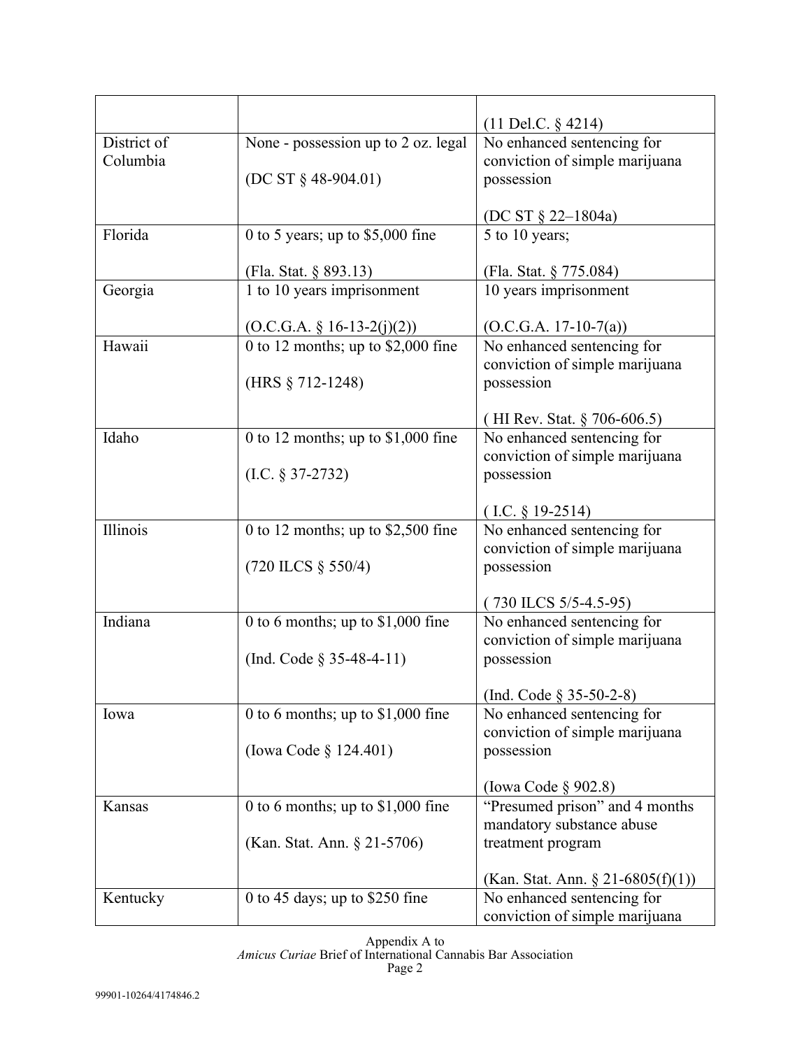| | | |
|---|---|---|
| | | (11 Del.C. § 4214) |
| District of Columbia | None - possession up to 2 oz. legal<br><br>(DC ST § 48-904.01) | No enhanced sentencing for conviction of simple marijuana possession<br><br>(DC ST § 22–1804a) |
| Florida | 0 to 5 years; up to $5,000 fine<br><br>(Fla. Stat. § 893.13) | 5 to 10 years;<br><br>(Fla. Stat. § 775.084) |
| Georgia | 1 to 10 years imprisonment<br><br>(O.C.G.A. § 16-13-2(j)(2)) | 10 years imprisonment<br><br>(O.C.G.A. 17-10-7(a)) |
| Hawaii | 0 to 12 months; up to $2,000 fine<br><br>(HRS § 712-1248) | No enhanced sentencing for conviction of simple marijuana possession<br><br>( HI Rev. Stat. § 706-606.5) |
| Idaho | 0 to 12 months; up to $1,000 fine<br><br>(I.C. § 37-2732) | No enhanced sentencing for conviction of simple marijuana possession<br><br>( I.C. § 19-2514) |
| Illinois | 0 to 12 months; up to $2,500 fine<br><br>(720 ILCS § 550/4) | No enhanced sentencing for conviction of simple marijuana possession<br><br>( 730 ILCS 5/5-4.5-95) |
| Indiana | 0 to 6 months; up to $1,000 fine<br><br>(Ind. Code § 35-48-4-11) | No enhanced sentencing for conviction of simple marijuana possession<br><br>(Ind. Code § 35-50-2-8) |
| Iowa | 0 to 6 months; up to $1,000 fine<br><br>(Iowa Code § 124.401) | No enhanced sentencing for conviction of simple marijuana possession<br><br>(Iowa Code § 902.8) |
| Kansas | 0 to 6 months; up to $1,000 fine<br><br>(Kan. Stat. Ann. § 21-5706) | "Presumed prison" and 4 months mandatory substance abuse treatment program<br><br>(Kan. Stat. Ann. § 21-6805(f)(1)) |
| Kentucky | 0 to 45 days; up to $250 fine | No enhanced sentencing for conviction of simple marijuana |

Appendix A to
*Amicus Curiae* Brief of International Cannabis Bar Association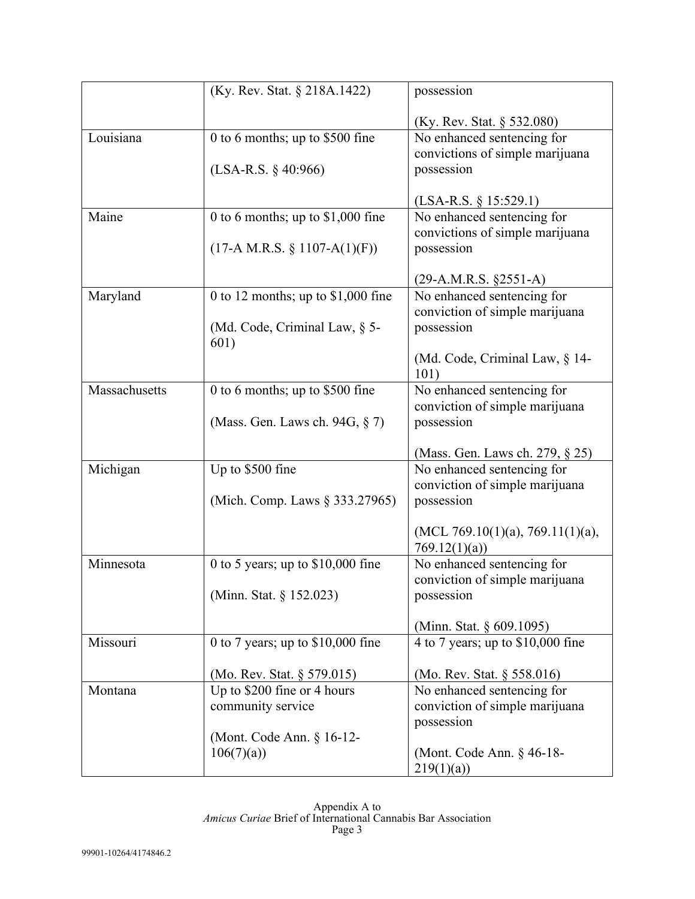| | | |
|---|---|---|
| | (Ky. Rev. Stat. § 218A.1422) | possession<br><br>(Ky. Rev. Stat. § 532.080) |
| Louisiana | 0 to 6 months; up to $500 fine<br><br>(LSA-R.S. § 40:966) | No enhanced sentencing for convictions of simple marijuana possession<br><br>(LSA-R.S. § 15:529.1) |
| Maine | 0 to 6 months; up to $1,000 fine<br><br>(17-A M.R.S. § 1107-A(1)(F)) | No enhanced sentencing for convictions of simple marijuana possession<br><br>(29-A.M.R.S. §2551-A) |
| Maryland | 0 to 12 months; up to $1,000 fine<br><br>(Md. Code, Criminal Law, § 5-601) | No enhanced sentencing for conviction of simple marijuana possession<br><br>(Md. Code, Criminal Law, § 14-101) |
| Massachusetts | 0 to 6 months; up to $500 fine<br><br>(Mass. Gen. Laws ch. 94G, § 7) | No enhanced sentencing for conviction of simple marijuana possession<br><br>(Mass. Gen. Laws ch. 279, § 25) |
| Michigan | Up to $500 fine<br><br>(Mich. Comp. Laws § 333.27965) | No enhanced sentencing for conviction of simple marijuana possession<br><br>(MCL 769.10(1)(a), 769.11(1)(a), 769.12(1)(a)) |
| Minnesota | 0 to 5 years; up to $10,000 fine<br><br>(Minn. Stat. § 152.023) | No enhanced sentencing for conviction of simple marijuana possession<br><br>(Minn. Stat. § 609.1095) |
| Missouri | 0 to 7 years; up to $10,000 fine<br><br>(Mo. Rev. Stat. § 579.015) | 4 to 7 years; up to $10,000 fine<br><br>(Mo. Rev. Stat. § 558.016) |
| Montana | Up to $200 fine or 4 hours community service<br><br>(Mont. Code Ann. § 16-12-106(7)(a)) | No enhanced sentencing for conviction of simple marijuana possession<br><br>(Mont. Code Ann. § 46-18-219(1)(a)) |

Appendix A to
*Amicus Curiae* Brief of International Cannabis Bar Association
Page 3

99901-10264/4174846.2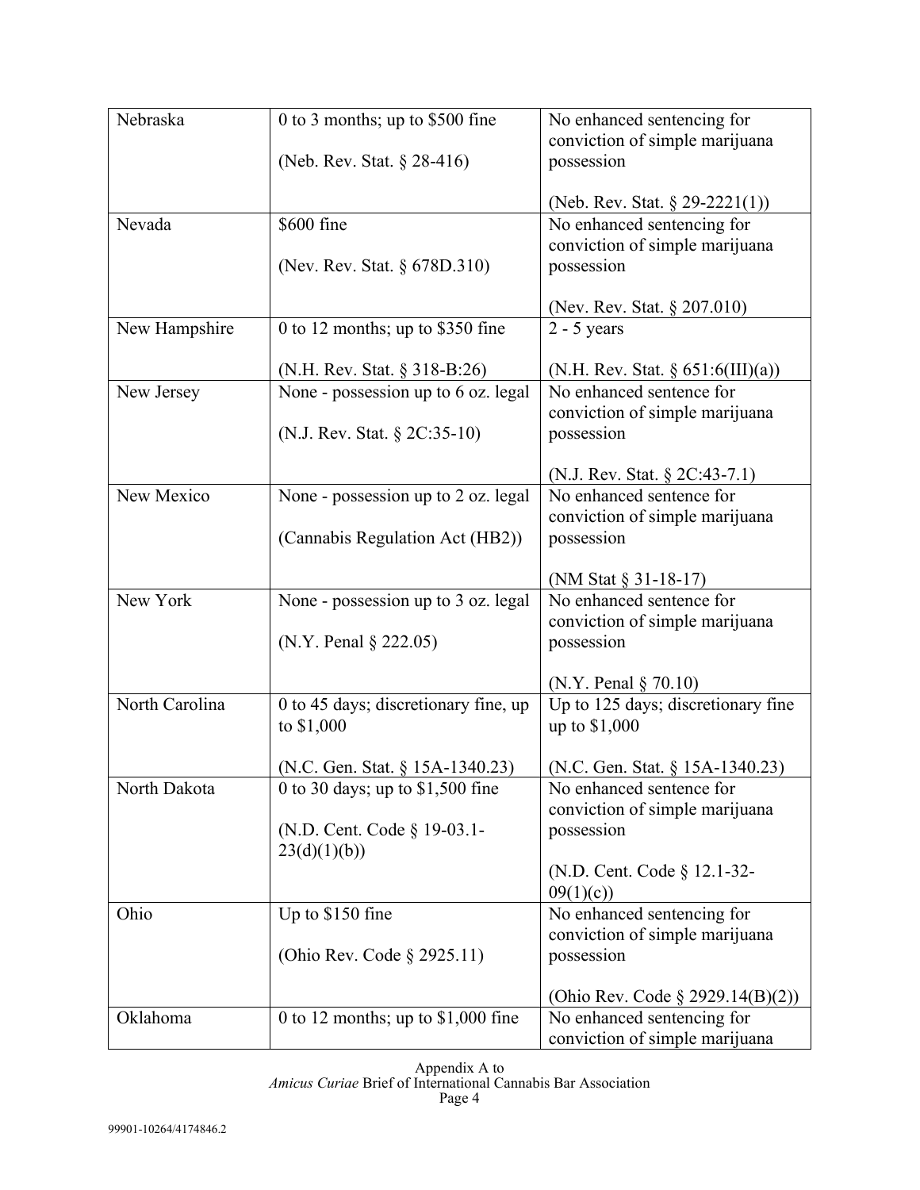| Nebraska | 0 to 3 months; up to $500 fine<br><br>(Neb. Rev. Stat. § 28-416) | No enhanced sentencing for conviction of simple marijuana possession<br><br>(Neb. Rev. Stat. § 29-2221(1)) |
|---|---|---|
| Nevada | $600 fine<br><br>(Nev. Rev. Stat. § 678D.310) | No enhanced sentencing for conviction of simple marijuana possession<br><br>(Nev. Rev. Stat. § 207.010) |
| New Hampshire | 0 to 12 months; up to $350 fine<br><br>(N.H. Rev. Stat. § 318-B:26) | 2 - 5 years<br><br>(N.H. Rev. Stat. § 651:6(III)(a)) |
| New Jersey | None - possession up to 6 oz. legal<br><br>(N.J. Rev. Stat. § 2C:35-10) | No enhanced sentence for conviction of simple marijuana possession<br><br>(N.J. Rev. Stat. § 2C:43-7.1) |
| New Mexico | None - possession up to 2 oz. legal<br><br>(Cannabis Regulation Act (HB2)) | No enhanced sentence for conviction of simple marijuana possession<br><br>(NM Stat § 31-18-17) |
| New York | None - possession up to 3 oz. legal<br><br>(N.Y. Penal § 222.05) | No enhanced sentence for conviction of simple marijuana possession<br><br>(N.Y. Penal § 70.10) |
| North Carolina | 0 to 45 days; discretionary fine, up to $1,000<br><br>(N.C. Gen. Stat. § 15A-1340.23) | Up to 125 days; discretionary fine up to $1,000<br><br>(N.C. Gen. Stat. § 15A-1340.23) |
| North Dakota | 0 to 30 days; up to $1,500 fine<br><br>(N.D. Cent. Code § 19-03.1-23(d)(1)(b)) | No enhanced sentence for conviction of simple marijuana possession<br><br>(N.D. Cent. Code § 12.1-32-09(1)(c)) |
| Ohio | Up to $150 fine<br><br>(Ohio Rev. Code § 2925.11) | No enhanced sentencing for conviction of simple marijuana possession<br><br>(Ohio Rev. Code § 2929.14(B)(2)) |
| Oklahoma | 0 to 12 months; up to $1,000 fine | No enhanced sentencing for conviction of simple marijuana |

Appendix A to
*Amicus Curiae* Brief of International Cannabis Bar Association
Page 4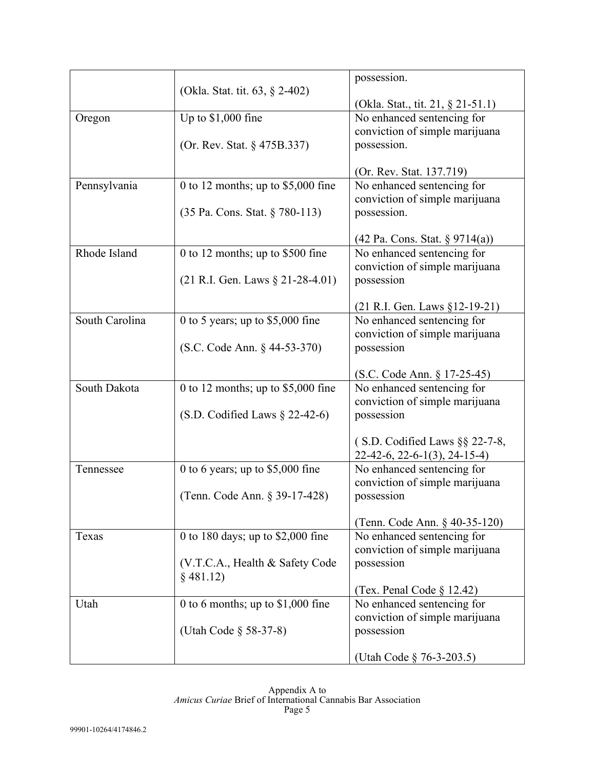| | | |
|---|---|---|
| | (Okla. Stat. tit. 63, § 2-402) | possession.<br><br>(Okla. Stat., tit. 21, § 21-51.1) |
| Oregon | Up to $1,000 fine<br><br>(Or. Rev. Stat. § 475B.337) | No enhanced sentencing for conviction of simple marijuana possession.<br><br>(Or. Rev. Stat. 137.719) |
| Pennsylvania | 0 to 12 months; up to $5,000 fine<br><br>(35 Pa. Cons. Stat. § 780-113) | No enhanced sentencing for conviction of simple marijuana possession.<br><br>(42 Pa. Cons. Stat. § 9714(a)) |
| Rhode Island | 0 to 12 months; up to $500 fine<br><br>(21 R.I. Gen. Laws § 21-28-4.01) | No enhanced sentencing for conviction of simple marijuana possession<br><br>(21 R.I. Gen. Laws §12-19-21) |
| South Carolina | 0 to 5 years; up to $5,000 fine<br><br>(S.C. Code Ann. § 44-53-370) | No enhanced sentencing for conviction of simple marijuana possession<br><br>(S.C. Code Ann. § 17-25-45) |
| South Dakota | 0 to 12 months; up to $5,000 fine<br><br>(S.D. Codified Laws § 22-42-6) | No enhanced sentencing for conviction of simple marijuana possession<br><br>( S.D. Codified Laws §§ 22-7-8, 22-42-6, 22-6-1(3), 24-15-4) |
| Tennessee | 0 to 6 years; up to $5,000 fine<br><br>(Tenn. Code Ann. § 39-17-428) | No enhanced sentencing for conviction of simple marijuana possession<br><br>(Tenn. Code Ann. § 40-35-120) |
| Texas | 0 to 180 days; up to $2,000 fine<br><br>(V.T.C.A., Health & Safety Code § 481.12) | No enhanced sentencing for conviction of simple marijuana possession<br><br>(Tex. Penal Code § 12.42) |
| Utah | 0 to 6 months; up to $1,000 fine<br><br>(Utah Code § 58-37-8) | No enhanced sentencing for conviction of simple marijuana possession<br><br>(Utah Code § 76-3-203.5) |

Appendix A to
*Amicus Curiae* Brief of International Cannabis Bar Association
Page 5

99901-10264/4174846.2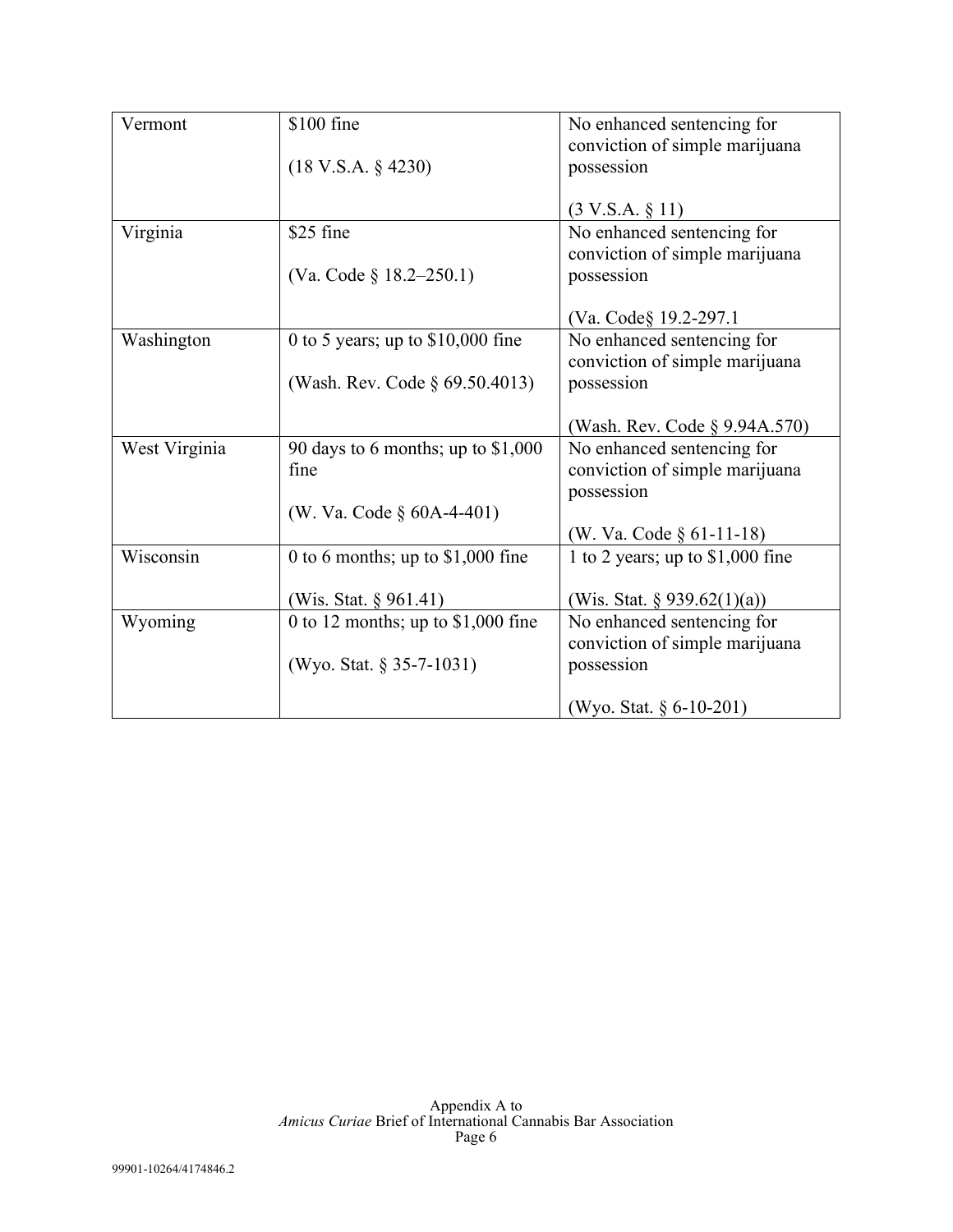| | | |
|---|---|---|
| Vermont | $100 fine<br><br>(18 V.S.A. § 4230) | No enhanced sentencing for conviction of simple marijuana possession<br><br>(3 V.S.A. § 11) |
| Virginia | $25 fine<br><br>(Va. Code § 18.2–250.1) | No enhanced sentencing for conviction of simple marijuana possession<br><br>(Va. Code§ 19.2-297.1 |
| Washington | 0 to 5 years; up to $10,000 fine<br><br>(Wash. Rev. Code § 69.50.4013) | No enhanced sentencing for conviction of simple marijuana possession<br><br>(Wash. Rev. Code § 9.94A.570) |
| West Virginia | 90 days to 6 months; up to $1,000 fine<br><br>(W. Va. Code § 60A-4-401) | No enhanced sentencing for conviction of simple marijuana possession<br><br>(W. Va. Code § 61-11-18) |
| Wisconsin | 0 to 6 months; up to $1,000 fine<br><br>(Wis. Stat. § 961.41) | 1 to 2 years; up to $1,000 fine<br><br>(Wis. Stat. § 939.62(1)(a)) |
| Wyoming | 0 to 12 months; up to $1,000 fine<br><br>(Wyo. Stat. § 35-7-1031) | No enhanced sentencing for conviction of simple marijuana possession<br><br>(Wyo. Stat. § 6-10-201) |

Appendix A to
*Amicus Curiae* Brief of International Cannabis Bar Association

99901-10264/4174846.2